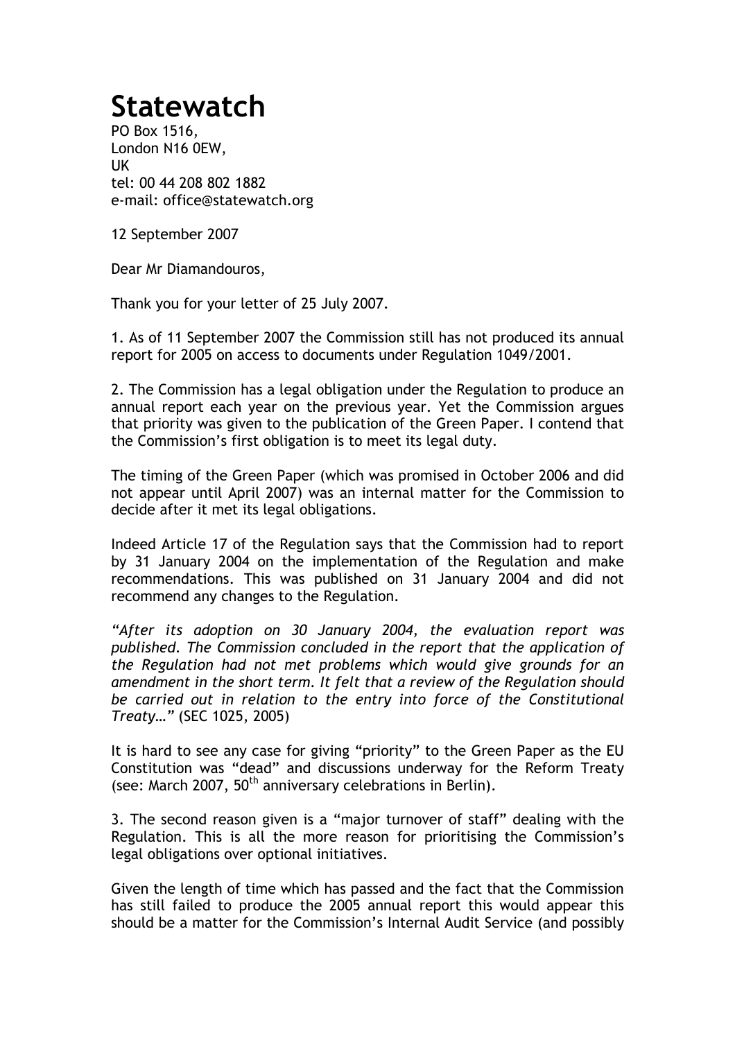# Statewatch

PO Box 1516,
London N16 0EW,
UK
tel: 00 44 208 802 1882
e-mail: office@statewatch.org

12 September 2007

Dear Mr Diamandouros,

Thank you for your letter of 25 July 2007.

1. As of 11 September 2007 the Commission still has not produced its annual report for 2005 on access to documents under Regulation 1049/2001.

2. The Commission has a legal obligation under the Regulation to produce an annual report each year on the previous year. Yet the Commission argues that priority was given to the publication of the Green Paper. I contend that the Commission's first obligation is to meet its legal duty.

The timing of the Green Paper (which was promised in October 2006 and did not appear until April 2007) was an internal matter for the Commission to decide after it met its legal obligations.

Indeed Article 17 of the Regulation says that the Commission had to report by 31 January 2004 on the implementation of the Regulation and make recommendations. This was published on 31 January 2004 and did not recommend any changes to the Regulation.

*"After its adoption on 30 January 2004, the evaluation report was published. The Commission concluded in the report that the application of the Regulation had not met problems which would give grounds for an amendment in the short term. It felt that a review of the Regulation should be carried out in relation to the entry into force of the Constitutional Treaty…"* (SEC 1025, 2005)

It is hard to see any case for giving "priority" to the Green Paper as the EU Constitution was "dead" and discussions underway for the Reform Treaty (see: March 2007, 50th anniversary celebrations in Berlin).

3. The second reason given is a "major turnover of staff" dealing with the Regulation. This is all the more reason for prioritising the Commission's legal obligations over optional initiatives.

Given the length of time which has passed and the fact that the Commission has still failed to produce the 2005 annual report this would appear this should be a matter for the Commission's Internal Audit Service (and possibly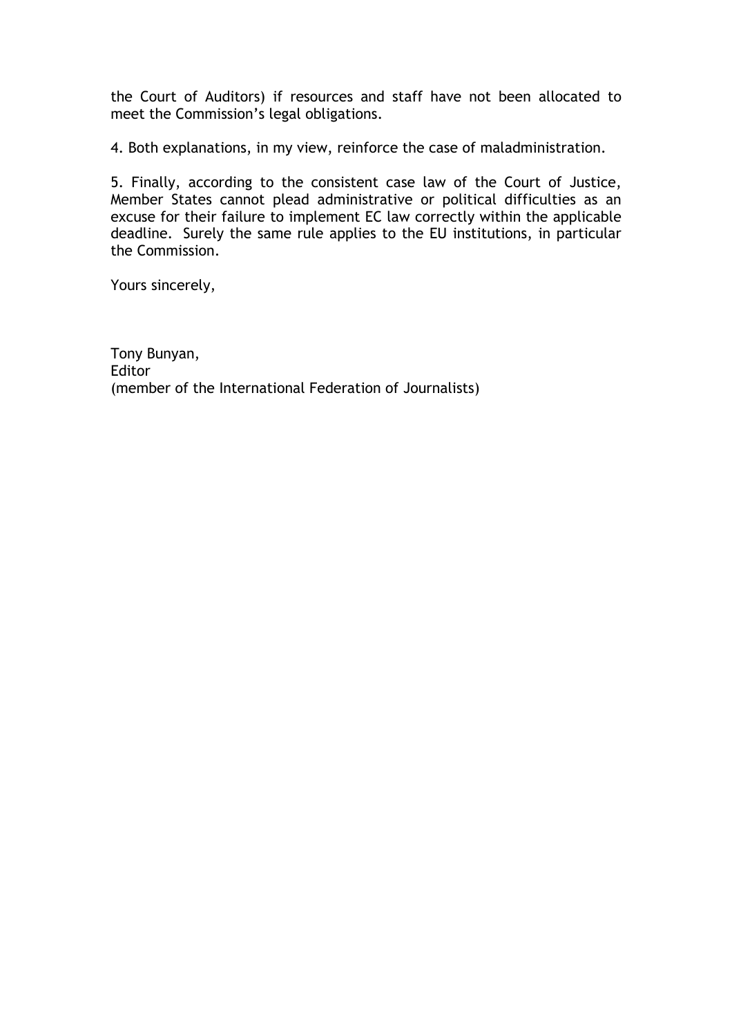the Court of Auditors) if resources and staff have not been allocated to meet the Commission's legal obligations.

4. Both explanations, in my view, reinforce the case of maladministration.

5. Finally, according to the consistent case law of the Court of Justice, Member States cannot plead administrative or political difficulties as an excuse for their failure to implement EC law correctly within the applicable deadline. Surely the same rule applies to the EU institutions, in particular the Commission.

Yours sincerely,

Tony Bunyan,
Editor
(member of the International Federation of Journalists)